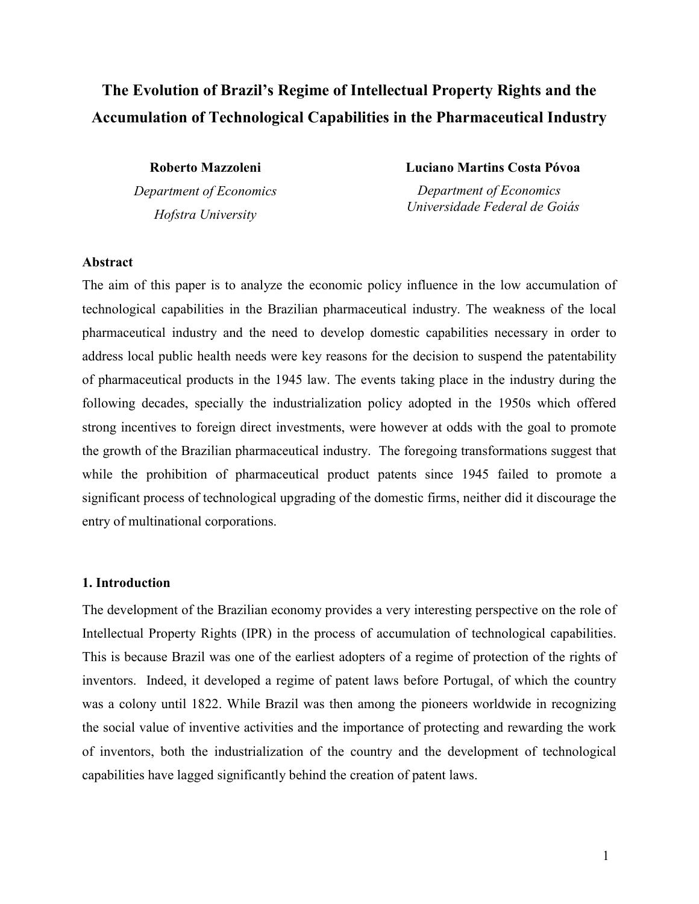# The Evolution of Brazil's Regime of Intellectual Property Rights and the Accumulation of Technological Capabilities in the Pharmaceutical Industry

**Roberto Mazzoleni**
*Department of Economics*
*Hofstra University*

**Luciano Martins Costa Póvoa**
*Department of Economics*
*Universidade Federal de Goiás*

### Abstract

The aim of this paper is to analyze the economic policy influence in the low accumulation of technological capabilities in the Brazilian pharmaceutical industry. The weakness of the local pharmaceutical industry and the need to develop domestic capabilities necessary in order to address local public health needs were key reasons for the decision to suspend the patentability of pharmaceutical products in the 1945 law. The events taking place in the industry during the following decades, specially the industrialization policy adopted in the 1950s which offered strong incentives to foreign direct investments, were however at odds with the goal to promote the growth of the Brazilian pharmaceutical industry. The foregoing transformations suggest that while the prohibition of pharmaceutical product patents since 1945 failed to promote a significant process of technological upgrading of the domestic firms, neither did it discourage the entry of multinational corporations.

## 1. Introduction

The development of the Brazilian economy provides a very interesting perspective on the role of Intellectual Property Rights (IPR) in the process of accumulation of technological capabilities. This is because Brazil was one of the earliest adopters of a regime of protection of the rights of inventors. Indeed, it developed a regime of patent laws before Portugal, of which the country was a colony until 1822. While Brazil was then among the pioneers worldwide in recognizing the social value of inventive activities and the importance of protecting and rewarding the work of inventors, both the industrialization of the country and the development of technological capabilities have lagged significantly behind the creation of patent laws.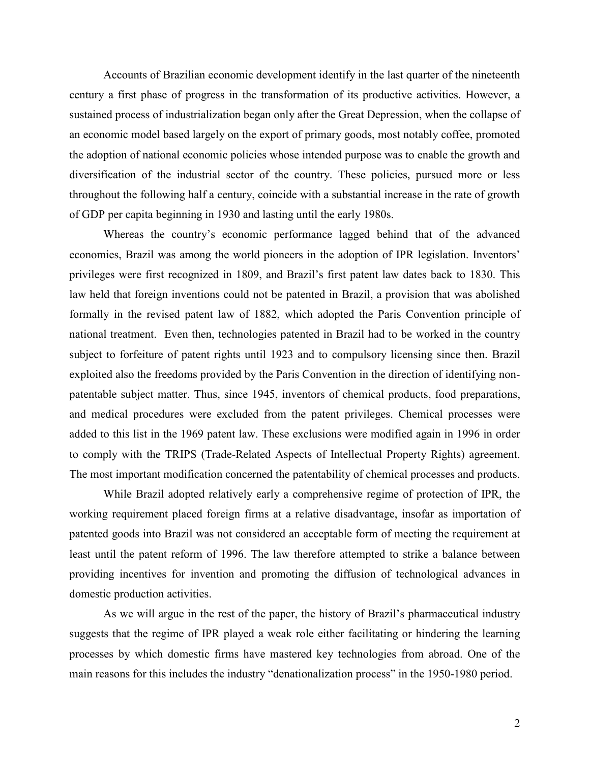Accounts of Brazilian economic development identify in the last quarter of the nineteenth century a first phase of progress in the transformation of its productive activities. However, a sustained process of industrialization began only after the Great Depression, when the collapse of an economic model based largely on the export of primary goods, most notably coffee, promoted the adoption of national economic policies whose intended purpose was to enable the growth and diversification of the industrial sector of the country. These policies, pursued more or less throughout the following half a century, coincide with a substantial increase in the rate of growth of GDP per capita beginning in 1930 and lasting until the early 1980s.

Whereas the country's economic performance lagged behind that of the advanced economies, Brazil was among the world pioneers in the adoption of IPR legislation. Inventors' privileges were first recognized in 1809, and Brazil's first patent law dates back to 1830. This law held that foreign inventions could not be patented in Brazil, a provision that was abolished formally in the revised patent law of 1882, which adopted the Paris Convention principle of national treatment. Even then, technologies patented in Brazil had to be worked in the country subject to forfeiture of patent rights until 1923 and to compulsory licensing since then. Brazil exploited also the freedoms provided by the Paris Convention in the direction of identifying non-patentable subject matter. Thus, since 1945, inventors of chemical products, food preparations, and medical procedures were excluded from the patent privileges. Chemical processes were added to this list in the 1969 patent law. These exclusions were modified again in 1996 in order to comply with the TRIPS (Trade-Related Aspects of Intellectual Property Rights) agreement. The most important modification concerned the patentability of chemical processes and products.

While Brazil adopted relatively early a comprehensive regime of protection of IPR, the working requirement placed foreign firms at a relative disadvantage, insofar as importation of patented goods into Brazil was not considered an acceptable form of meeting the requirement at least until the patent reform of 1996. The law therefore attempted to strike a balance between providing incentives for invention and promoting the diffusion of technological advances in domestic production activities.

As we will argue in the rest of the paper, the history of Brazil's pharmaceutical industry suggests that the regime of IPR played a weak role either facilitating or hindering the learning processes by which domestic firms have mastered key technologies from abroad. One of the main reasons for this includes the industry "denationalization process" in the 1950-1980 period.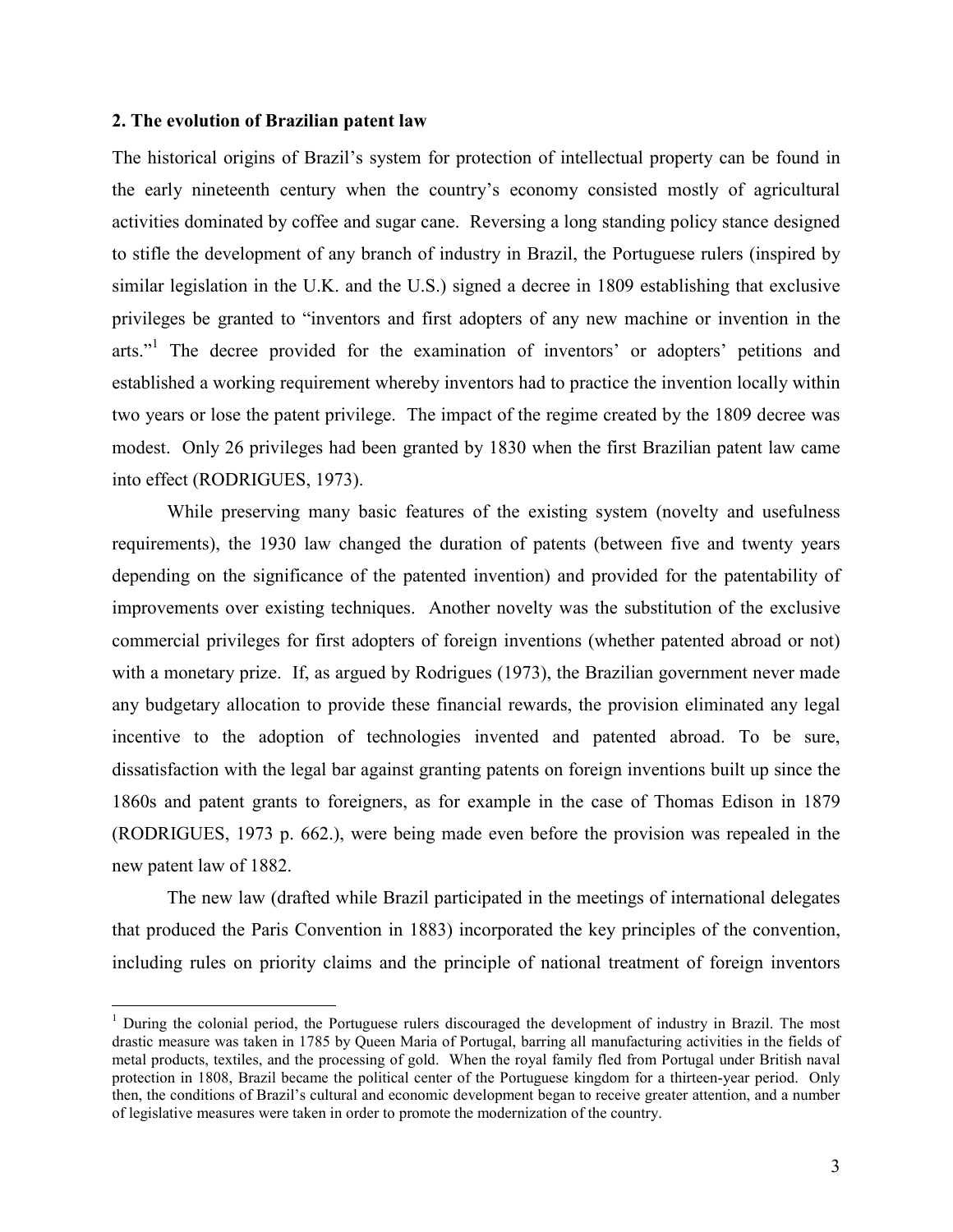## 2. The evolution of Brazilian patent law

The historical origins of Brazil's system for protection of intellectual property can be found in the early nineteenth century when the country's economy consisted mostly of agricultural activities dominated by coffee and sugar cane. Reversing a long standing policy stance designed to stifle the development of any branch of industry in Brazil, the Portuguese rulers (inspired by similar legislation in the U.K. and the U.S.) signed a decree in 1809 establishing that exclusive privileges be granted to "inventors and first adopters of any new machine or invention in the arts."[1] The decree provided for the examination of inventors' or adopters' petitions and established a working requirement whereby inventors had to practice the invention locally within two years or lose the patent privilege. The impact of the regime created by the 1809 decree was modest. Only 26 privileges had been granted by 1830 when the first Brazilian patent law came into effect (RODRIGUES, 1973).

While preserving many basic features of the existing system (novelty and usefulness requirements), the 1930 law changed the duration of patents (between five and twenty years depending on the significance of the patented invention) and provided for the patentability of improvements over existing techniques. Another novelty was the substitution of the exclusive commercial privileges for first adopters of foreign inventions (whether patented abroad or not) with a monetary prize. If, as argued by Rodrigues (1973), the Brazilian government never made any budgetary allocation to provide these financial rewards, the provision eliminated any legal incentive to the adoption of technologies invented and patented abroad. To be sure, dissatisfaction with the legal bar against granting patents on foreign inventions built up since the 1860s and patent grants to foreigners, as for example in the case of Thomas Edison in 1879 (RODRIGUES, 1973 p. 662.), were being made even before the provision was repealed in the new patent law of 1882.

The new law (drafted while Brazil participated in the meetings of international delegates that produced the Paris Convention in 1883) incorporated the key principles of the convention, including rules on priority claims and the principle of national treatment of foreign inventors

[1] During the colonial period, the Portuguese rulers discouraged the development of industry in Brazil. The most drastic measure was taken in 1785 by Queen Maria of Portugal, barring all manufacturing activities in the fields of metal products, textiles, and the processing of gold. When the royal family fled from Portugal under British naval protection in 1808, Brazil became the political center of the Portuguese kingdom for a thirteen-year period. Only then, the conditions of Brazil's cultural and economic development began to receive greater attention, and a number of legislative measures were taken in order to promote the modernization of the country.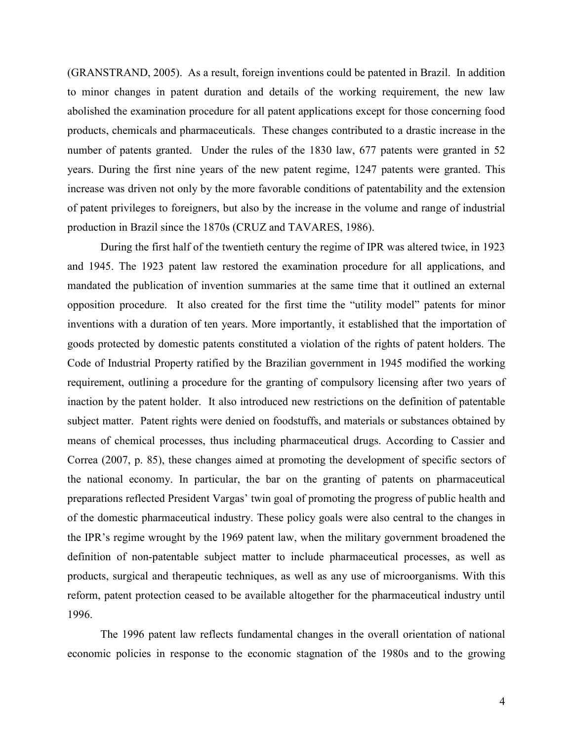(GRANSTRAND, 2005). As a result, foreign inventions could be patented in Brazil. In addition to minor changes in patent duration and details of the working requirement, the new law abolished the examination procedure for all patent applications except for those concerning food products, chemicals and pharmaceuticals. These changes contributed to a drastic increase in the number of patents granted. Under the rules of the 1830 law, 677 patents were granted in 52 years. During the first nine years of the new patent regime, 1247 patents were granted. This increase was driven not only by the more favorable conditions of patentability and the extension of patent privileges to foreigners, but also by the increase in the volume and range of industrial production in Brazil since the 1870s (CRUZ and TAVARES, 1986).

During the first half of the twentieth century the regime of IPR was altered twice, in 1923 and 1945. The 1923 patent law restored the examination procedure for all applications, and mandated the publication of invention summaries at the same time that it outlined an external opposition procedure. It also created for the first time the "utility model" patents for minor inventions with a duration of ten years. More importantly, it established that the importation of goods protected by domestic patents constituted a violation of the rights of patent holders. The Code of Industrial Property ratified by the Brazilian government in 1945 modified the working requirement, outlining a procedure for the granting of compulsory licensing after two years of inaction by the patent holder. It also introduced new restrictions on the definition of patentable subject matter. Patent rights were denied on foodstuffs, and materials or substances obtained by means of chemical processes, thus including pharmaceutical drugs. According to Cassier and Correa (2007, p. 85), these changes aimed at promoting the development of specific sectors of the national economy. In particular, the bar on the granting of patents on pharmaceutical preparations reflected President Vargas' twin goal of promoting the progress of public health and of the domestic pharmaceutical industry. These policy goals were also central to the changes in the IPR's regime wrought by the 1969 patent law, when the military government broadened the definition of non-patentable subject matter to include pharmaceutical processes, as well as products, surgical and therapeutic techniques, as well as any use of microorganisms. With this reform, patent protection ceased to be available altogether for the pharmaceutical industry until 1996.

The 1996 patent law reflects fundamental changes in the overall orientation of national economic policies in response to the economic stagnation of the 1980s and to the growing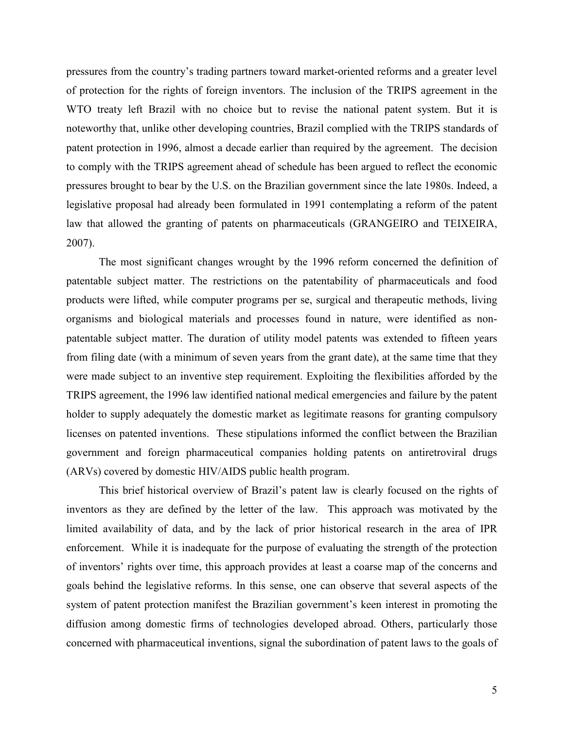pressures from the country's trading partners toward market-oriented reforms and a greater level of protection for the rights of foreign inventors. The inclusion of the TRIPS agreement in the WTO treaty left Brazil with no choice but to revise the national patent system. But it is noteworthy that, unlike other developing countries, Brazil complied with the TRIPS standards of patent protection in 1996, almost a decade earlier than required by the agreement. The decision to comply with the TRIPS agreement ahead of schedule has been argued to reflect the economic pressures brought to bear by the U.S. on the Brazilian government since the late 1980s. Indeed, a legislative proposal had already been formulated in 1991 contemplating a reform of the patent law that allowed the granting of patents on pharmaceuticals (GRANGEIRO and TEIXEIRA, 2007).

The most significant changes wrought by the 1996 reform concerned the definition of patentable subject matter. The restrictions on the patentability of pharmaceuticals and food products were lifted, while computer programs per se, surgical and therapeutic methods, living organisms and biological materials and processes found in nature, were identified as non-patentable subject matter. The duration of utility model patents was extended to fifteen years from filing date (with a minimum of seven years from the grant date), at the same time that they were made subject to an inventive step requirement. Exploiting the flexibilities afforded by the TRIPS agreement, the 1996 law identified national medical emergencies and failure by the patent holder to supply adequately the domestic market as legitimate reasons for granting compulsory licenses on patented inventions. These stipulations informed the conflict between the Brazilian government and foreign pharmaceutical companies holding patents on antiretroviral drugs (ARVs) covered by domestic HIV/AIDS public health program.

This brief historical overview of Brazil's patent law is clearly focused on the rights of inventors as they are defined by the letter of the law. This approach was motivated by the limited availability of data, and by the lack of prior historical research in the area of IPR enforcement. While it is inadequate for the purpose of evaluating the strength of the protection of inventors' rights over time, this approach provides at least a coarse map of the concerns and goals behind the legislative reforms. In this sense, one can observe that several aspects of the system of patent protection manifest the Brazilian government's keen interest in promoting the diffusion among domestic firms of technologies developed abroad. Others, particularly those concerned with pharmaceutical inventions, signal the subordination of patent laws to the goals of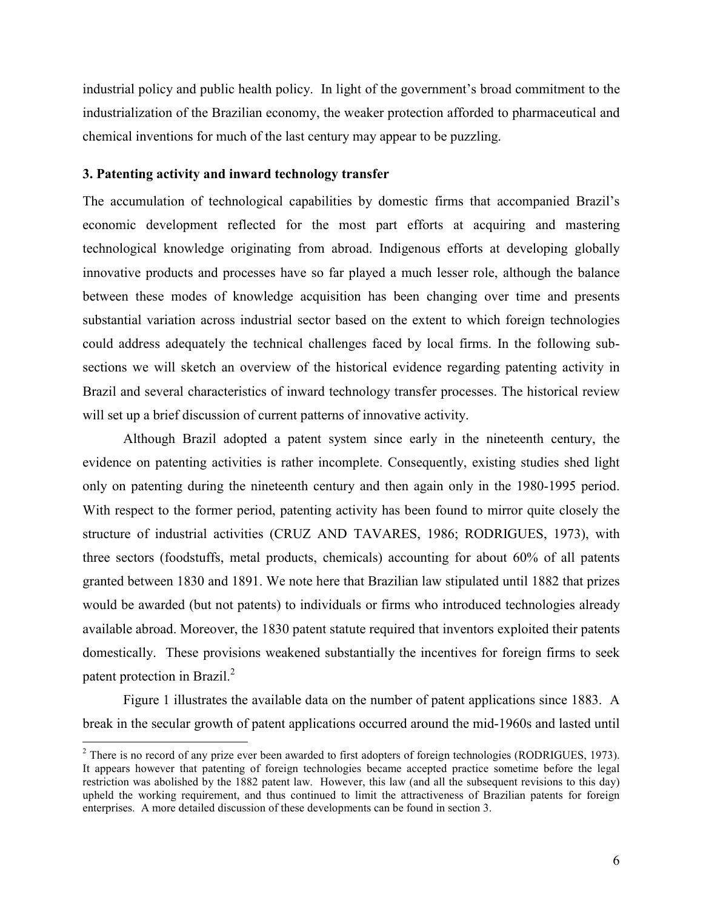industrial policy and public health policy. In light of the government's broad commitment to the industrialization of the Brazilian economy, the weaker protection afforded to pharmaceutical and chemical inventions for much of the last century may appear to be puzzling.

### 3. Patenting activity and inward technology transfer

The accumulation of technological capabilities by domestic firms that accompanied Brazil's economic development reflected for the most part efforts at acquiring and mastering technological knowledge originating from abroad. Indigenous efforts at developing globally innovative products and processes have so far played a much lesser role, although the balance between these modes of knowledge acquisition has been changing over time and presents substantial variation across industrial sector based on the extent to which foreign technologies could address adequately the technical challenges faced by local firms. In the following sub-sections we will sketch an overview of the historical evidence regarding patenting activity in Brazil and several characteristics of inward technology transfer processes. The historical review will set up a brief discussion of current patterns of innovative activity.

Although Brazil adopted a patent system since early in the nineteenth century, the evidence on patenting activities is rather incomplete. Consequently, existing studies shed light only on patenting during the nineteenth century and then again only in the 1980-1995 period. With respect to the former period, patenting activity has been found to mirror quite closely the structure of industrial activities (CRUZ AND TAVARES, 1986; RODRIGUES, 1973), with three sectors (foodstuffs, metal products, chemicals) accounting for about 60% of all patents granted between 1830 and 1891. We note here that Brazilian law stipulated until 1882 that prizes would be awarded (but not patents) to individuals or firms who introduced technologies already available abroad. Moreover, the 1830 patent statute required that inventors exploited their patents domestically. These provisions weakened substantially the incentives for foreign firms to seek patent protection in Brazil.[2]

Figure 1 illustrates the available data on the number of patent applications since 1883. A break in the secular growth of patent applications occurred around the mid-1960s and lasted until

[2] There is no record of any prize ever been awarded to first adopters of foreign technologies (RODRIGUES, 1973). It appears however that patenting of foreign technologies became accepted practice sometime before the legal restriction was abolished by the 1882 patent law. However, this law (and all the subsequent revisions to this day) upheld the working requirement, and thus continued to limit the attractiveness of Brazilian patents for foreign enterprises. A more detailed discussion of these developments can be found in section 3.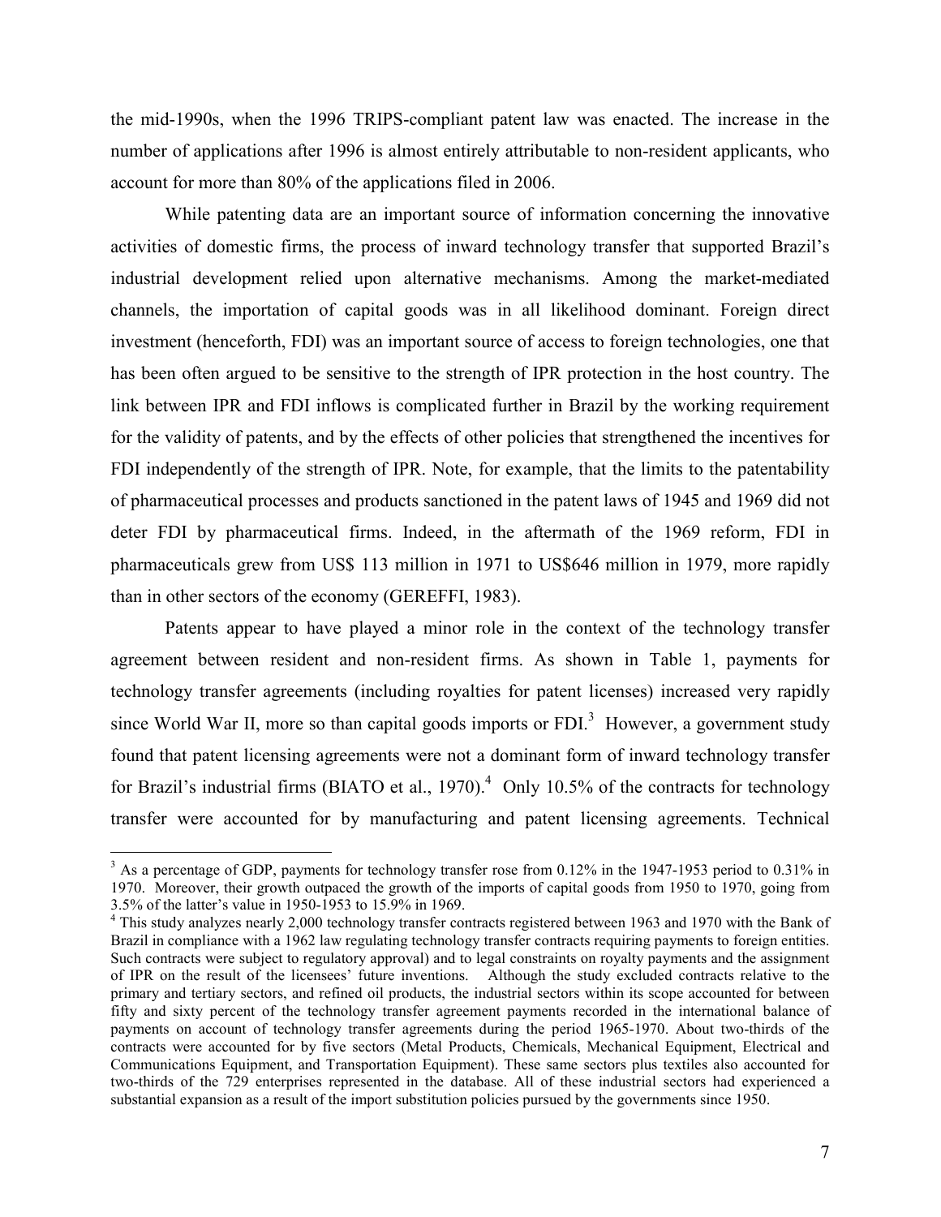the mid-1990s, when the 1996 TRIPS-compliant patent law was enacted. The increase in the number of applications after 1996 is almost entirely attributable to non-resident applicants, who account for more than 80% of the applications filed in 2006.

While patenting data are an important source of information concerning the innovative activities of domestic firms, the process of inward technology transfer that supported Brazil's industrial development relied upon alternative mechanisms. Among the market-mediated channels, the importation of capital goods was in all likelihood dominant. Foreign direct investment (henceforth, FDI) was an important source of access to foreign technologies, one that has been often argued to be sensitive to the strength of IPR protection in the host country. The link between IPR and FDI inflows is complicated further in Brazil by the working requirement for the validity of patents, and by the effects of other policies that strengthened the incentives for FDI independently of the strength of IPR. Note, for example, that the limits to the patentability of pharmaceutical processes and products sanctioned in the patent laws of 1945 and 1969 did not deter FDI by pharmaceutical firms. Indeed, in the aftermath of the 1969 reform, FDI in pharmaceuticals grew from US$ 113 million in 1971 to US$646 million in 1979, more rapidly than in other sectors of the economy (GEREFFI, 1983).

Patents appear to have played a minor role in the context of the technology transfer agreement between resident and non-resident firms. As shown in Table 1, payments for technology transfer agreements (including royalties for patent licenses) increased very rapidly since World War II, more so than capital goods imports or FDI.[3] However, a government study found that patent licensing agreements were not a dominant form of inward technology transfer for Brazil's industrial firms (BIATO et al., 1970).[4] Only 10.5% of the contracts for technology transfer were accounted for by manufacturing and patent licensing agreements. Technical

---

[3] As a percentage of GDP, payments for technology transfer rose from 0.12% in the 1947-1953 period to 0.31% in 1970. Moreover, their growth outpaced the growth of the imports of capital goods from 1950 to 1970, going from 3.5% of the latter's value in 1950-1953 to 15.9% in 1969.

[4] This study analyzes nearly 2,000 technology transfer contracts registered between 1963 and 1970 with the Bank of Brazil in compliance with a 1962 law regulating technology transfer contracts requiring payments to foreign entities. Such contracts were subject to regulatory approval) and to legal constraints on royalty payments and the assignment of IPR on the result of the licensees' future inventions. Although the study excluded contracts relative to the primary and tertiary sectors, and refined oil products, the industrial sectors within its scope accounted for between fifty and sixty percent of the technology transfer agreement payments recorded in the international balance of payments on account of technology transfer agreements during the period 1965-1970. About two-thirds of the contracts were accounted for by five sectors (Metal Products, Chemicals, Mechanical Equipment, Electrical and Communications Equipment, and Transportation Equipment). These same sectors plus textiles also accounted for two-thirds of the 729 enterprises represented in the database. All of these industrial sectors had experienced a substantial expansion as a result of the import substitution policies pursued by the governments since 1950.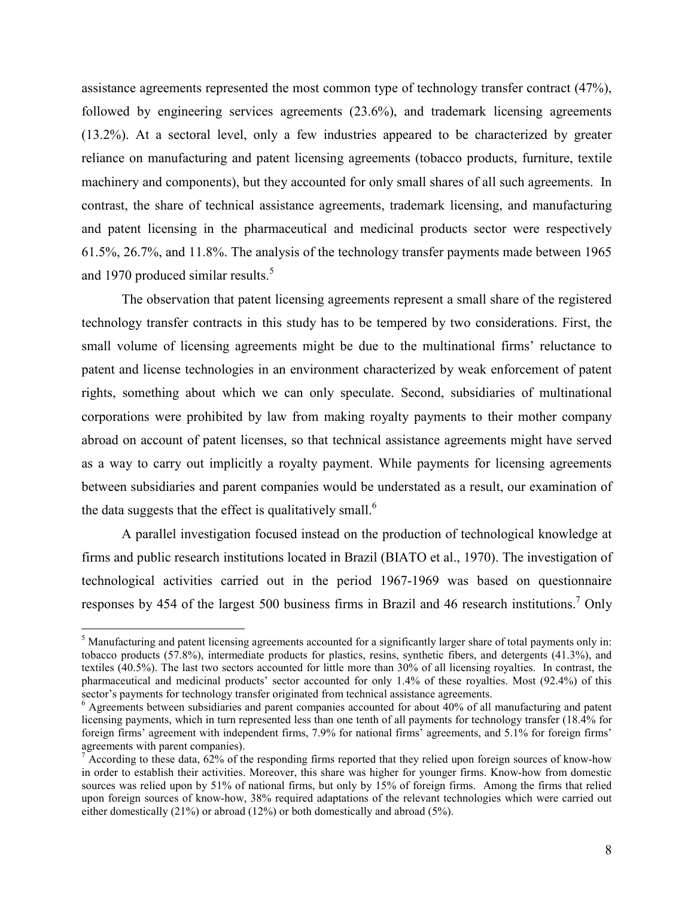assistance agreements represented the most common type of technology transfer contract (47%), followed by engineering services agreements (23.6%), and trademark licensing agreements (13.2%). At a sectoral level, only a few industries appeared to be characterized by greater reliance on manufacturing and patent licensing agreements (tobacco products, furniture, textile machinery and components), but they accounted for only small shares of all such agreements. In contrast, the share of technical assistance agreements, trademark licensing, and manufacturing and patent licensing in the pharmaceutical and medicinal products sector were respectively 61.5%, 26.7%, and 11.8%. The analysis of the technology transfer payments made between 1965 and 1970 produced similar results.[5]

The observation that patent licensing agreements represent a small share of the registered technology transfer contracts in this study has to be tempered by two considerations. First, the small volume of licensing agreements might be due to the multinational firms' reluctance to patent and license technologies in an environment characterized by weak enforcement of patent rights, something about which we can only speculate. Second, subsidiaries of multinational corporations were prohibited by law from making royalty payments to their mother company abroad on account of patent licenses, so that technical assistance agreements might have served as a way to carry out implicitly a royalty payment. While payments for licensing agreements between subsidiaries and parent companies would be understated as a result, our examination of the data suggests that the effect is qualitatively small.[6]

A parallel investigation focused instead on the production of technological knowledge at firms and public research institutions located in Brazil (BIATO et al., 1970). The investigation of technological activities carried out in the period 1967-1969 was based on questionnaire responses by 454 of the largest 500 business firms in Brazil and 46 research institutions.[7] Only

---

[5] Manufacturing and patent licensing agreements accounted for a significantly larger share of total payments only in: tobacco products (57.8%), intermediate products for plastics, resins, synthetic fibers, and detergents (41.3%), and textiles (40.5%). The last two sectors accounted for little more than 30% of all licensing royalties. In contrast, the pharmaceutical and medicinal products' sector accounted for only 1.4% of these royalties. Most (92.4%) of this sector's payments for technology transfer originated from technical assistance agreements.

[6] Agreements between subsidiaries and parent companies accounted for about 40% of all manufacturing and patent licensing payments, which in turn represented less than one tenth of all payments for technology transfer (18.4% for foreign firms' agreement with independent firms, 7.9% for national firms' agreements, and 5.1% for foreign firms' agreements with parent companies).

[7] According to these data, 62% of the responding firms reported that they relied upon foreign sources of know-how in order to establish their activities. Moreover, this share was higher for younger firms. Know-how from domestic sources was relied upon by 51% of national firms, but only by 15% of foreign firms. Among the firms that relied upon foreign sources of know-how, 38% required adaptations of the relevant technologies which were carried out either domestically (21%) or abroad (12%) or both domestically and abroad (5%).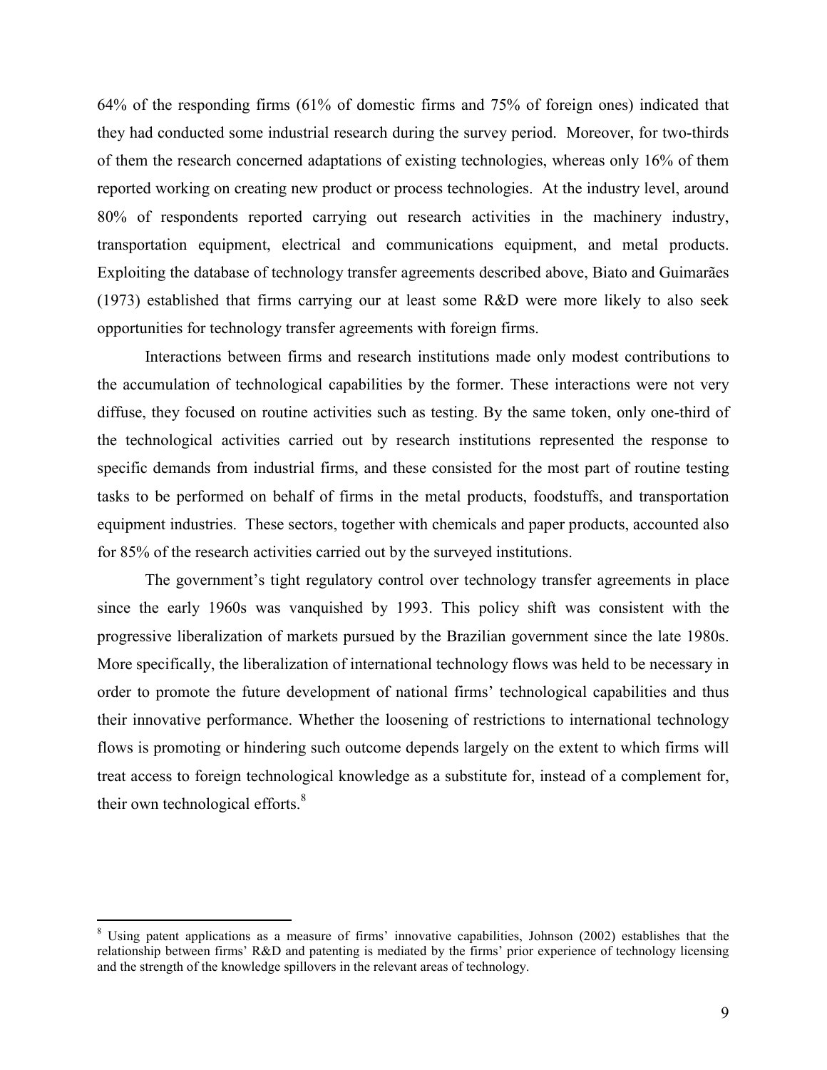64% of the responding firms (61% of domestic firms and 75% of foreign ones) indicated that they had conducted some industrial research during the survey period. Moreover, for two-thirds of them the research concerned adaptations of existing technologies, whereas only 16% of them reported working on creating new product or process technologies. At the industry level, around 80% of respondents reported carrying out research activities in the machinery industry, transportation equipment, electrical and communications equipment, and metal products. Exploiting the database of technology transfer agreements described above, Biato and Guimarães (1973) established that firms carrying our at least some R&D were more likely to also seek opportunities for technology transfer agreements with foreign firms.

Interactions between firms and research institutions made only modest contributions to the accumulation of technological capabilities by the former. These interactions were not very diffuse, they focused on routine activities such as testing. By the same token, only one-third of the technological activities carried out by research institutions represented the response to specific demands from industrial firms, and these consisted for the most part of routine testing tasks to be performed on behalf of firms in the metal products, foodstuffs, and transportation equipment industries. These sectors, together with chemicals and paper products, accounted also for 85% of the research activities carried out by the surveyed institutions.

The government's tight regulatory control over technology transfer agreements in place since the early 1960s was vanquished by 1993. This policy shift was consistent with the progressive liberalization of markets pursued by the Brazilian government since the late 1980s. More specifically, the liberalization of international technology flows was held to be necessary in order to promote the future development of national firms' technological capabilities and thus their innovative performance. Whether the loosening of restrictions to international technology flows is promoting or hindering such outcome depends largely on the extent to which firms will treat access to foreign technological knowledge as a substitute for, instead of a complement for, their own technological efforts.[8]

[8] Using patent applications as a measure of firms' innovative capabilities, Johnson (2002) establishes that the relationship between firms' R&D and patenting is mediated by the firms' prior experience of technology licensing and the strength of the knowledge spillovers in the relevant areas of technology.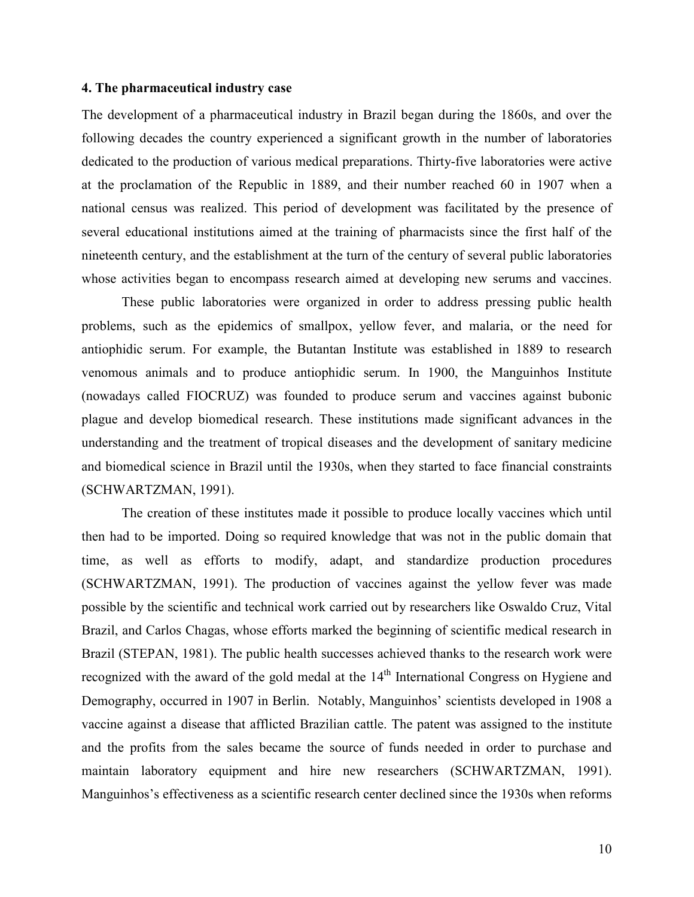## 4. The pharmaceutical industry case

The development of a pharmaceutical industry in Brazil began during the 1860s, and over the following decades the country experienced a significant growth in the number of laboratories dedicated to the production of various medical preparations. Thirty-five laboratories were active at the proclamation of the Republic in 1889, and their number reached 60 in 1907 when a national census was realized. This period of development was facilitated by the presence of several educational institutions aimed at the training of pharmacists since the first half of the nineteenth century, and the establishment at the turn of the century of several public laboratories whose activities began to encompass research aimed at developing new serums and vaccines.

These public laboratories were organized in order to address pressing public health problems, such as the epidemics of smallpox, yellow fever, and malaria, or the need for antiophidic serum. For example, the Butantan Institute was established in 1889 to research venomous animals and to produce antiophidic serum. In 1900, the Manguinhos Institute (nowadays called FIOCRUZ) was founded to produce serum and vaccines against bubonic plague and develop biomedical research. These institutions made significant advances in the understanding and the treatment of tropical diseases and the development of sanitary medicine and biomedical science in Brazil until the 1930s, when they started to face financial constraints (SCHWARTZMAN, 1991).

The creation of these institutes made it possible to produce locally vaccines which until then had to be imported. Doing so required knowledge that was not in the public domain that time, as well as efforts to modify, adapt, and standardize production procedures (SCHWARTZMAN, 1991). The production of vaccines against the yellow fever was made possible by the scientific and technical work carried out by researchers like Oswaldo Cruz, Vital Brazil, and Carlos Chagas, whose efforts marked the beginning of scientific medical research in Brazil (STEPAN, 1981). The public health successes achieved thanks to the research work were recognized with the award of the gold medal at the 14th International Congress on Hygiene and Demography, occurred in 1907 in Berlin. Notably, Manguinhos' scientists developed in 1908 a vaccine against a disease that afflicted Brazilian cattle. The patent was assigned to the institute and the profits from the sales became the source of funds needed in order to purchase and maintain laboratory equipment and hire new researchers (SCHWARTZMAN, 1991). Manguinhos's effectiveness as a scientific research center declined since the 1930s when reforms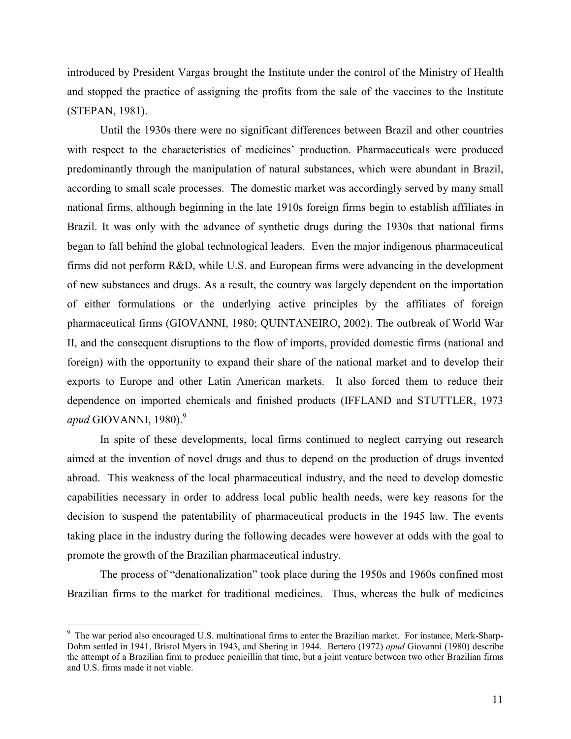introduced by President Vargas brought the Institute under the control of the Ministry of Health and stopped the practice of assigning the profits from the sale of the vaccines to the Institute (STEPAN, 1981).

Until the 1930s there were no significant differences between Brazil and other countries with respect to the characteristics of medicines' production. Pharmaceuticals were produced predominantly through the manipulation of natural substances, which were abundant in Brazil, according to small scale processes. The domestic market was accordingly served by many small national firms, although beginning in the late 1910s foreign firms begin to establish affiliates in Brazil. It was only with the advance of synthetic drugs during the 1930s that national firms began to fall behind the global technological leaders. Even the major indigenous pharmaceutical firms did not perform R&D, while U.S. and European firms were advancing in the development of new substances and drugs. As a result, the country was largely dependent on the importation of either formulations or the underlying active principles by the affiliates of foreign pharmaceutical firms (GIOVANNI, 1980; QUINTANEIRO, 2002). The outbreak of World War II, and the consequent disruptions to the flow of imports, provided domestic firms (national and foreign) with the opportunity to expand their share of the national market and to develop their exports to Europe and other Latin American markets. It also forced them to reduce their dependence on imported chemicals and finished products (IFFLAND and STUTTLER, 1973 *apud* GIOVANNI, 1980).[9]

In spite of these developments, local firms continued to neglect carrying out research aimed at the invention of novel drugs and thus to depend on the production of drugs invented abroad. This weakness of the local pharmaceutical industry, and the need to develop domestic capabilities necessary in order to address local public health needs, were key reasons for the decision to suspend the patentability of pharmaceutical products in the 1945 law. The events taking place in the industry during the following decades were however at odds with the goal to promote the growth of the Brazilian pharmaceutical industry.

The process of "denationalization" took place during the 1950s and 1960s confined most Brazilian firms to the market for traditional medicines. Thus, whereas the bulk of medicines

---

[9] The war period also encouraged U.S. multinational firms to enter the Brazilian market. For instance, Merk-Sharp-Dohm settled in 1941, Bristol Myers in 1943, and Shering in 1944. Bertero (1972) *apud* Giovanni (1980) describe the attempt of a Brazilian firm to produce penicillin that time, but a joint venture between two other Brazilian firms and U.S. firms made it not viable.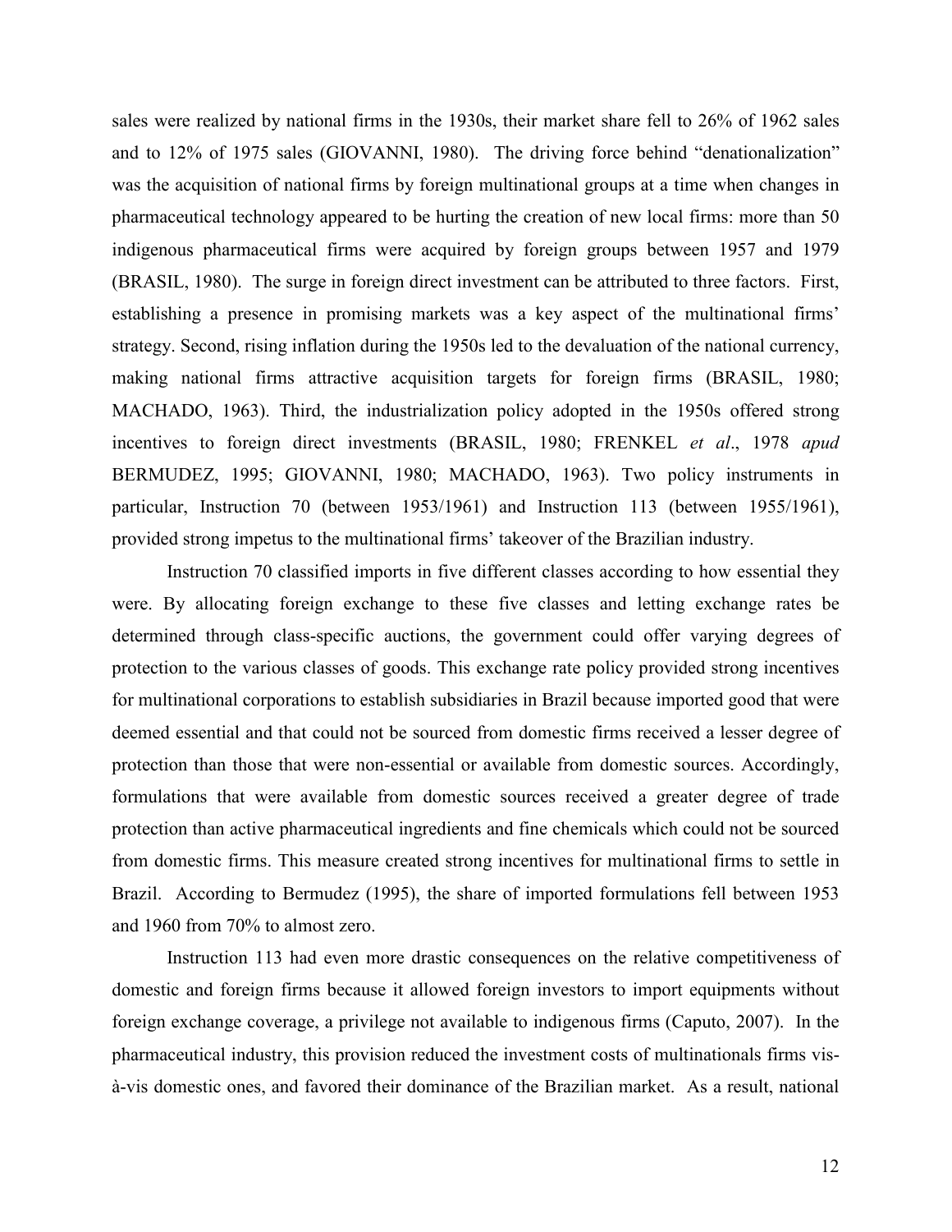sales were realized by national firms in the 1930s, their market share fell to 26% of 1962 sales and to 12% of 1975 sales (GIOVANNI, 1980). The driving force behind "denationalization" was the acquisition of national firms by foreign multinational groups at a time when changes in pharmaceutical technology appeared to be hurting the creation of new local firms: more than 50 indigenous pharmaceutical firms were acquired by foreign groups between 1957 and 1979 (BRASIL, 1980). The surge in foreign direct investment can be attributed to three factors. First, establishing a presence in promising markets was a key aspect of the multinational firms' strategy. Second, rising inflation during the 1950s led to the devaluation of the national currency, making national firms attractive acquisition targets for foreign firms (BRASIL, 1980; MACHADO, 1963). Third, the industrialization policy adopted in the 1950s offered strong incentives to foreign direct investments (BRASIL, 1980; FRENKEL *et al*., 1978 *apud* BERMUDEZ, 1995; GIOVANNI, 1980; MACHADO, 1963). Two policy instruments in particular, Instruction 70 (between 1953/1961) and Instruction 113 (between 1955/1961), provided strong impetus to the multinational firms' takeover of the Brazilian industry.

Instruction 70 classified imports in five different classes according to how essential they were. By allocating foreign exchange to these five classes and letting exchange rates be determined through class-specific auctions, the government could offer varying degrees of protection to the various classes of goods. This exchange rate policy provided strong incentives for multinational corporations to establish subsidiaries in Brazil because imported good that were deemed essential and that could not be sourced from domestic firms received a lesser degree of protection than those that were non-essential or available from domestic sources. Accordingly, formulations that were available from domestic sources received a greater degree of trade protection than active pharmaceutical ingredients and fine chemicals which could not be sourced from domestic firms. This measure created strong incentives for multinational firms to settle in Brazil. According to Bermudez (1995), the share of imported formulations fell between 1953 and 1960 from 70% to almost zero.

Instruction 113 had even more drastic consequences on the relative competitiveness of domestic and foreign firms because it allowed foreign investors to import equipments without foreign exchange coverage, a privilege not available to indigenous firms (Caputo, 2007). In the pharmaceutical industry, this provision reduced the investment costs of multinationals firms vis-à-vis domestic ones, and favored their dominance of the Brazilian market. As a result, national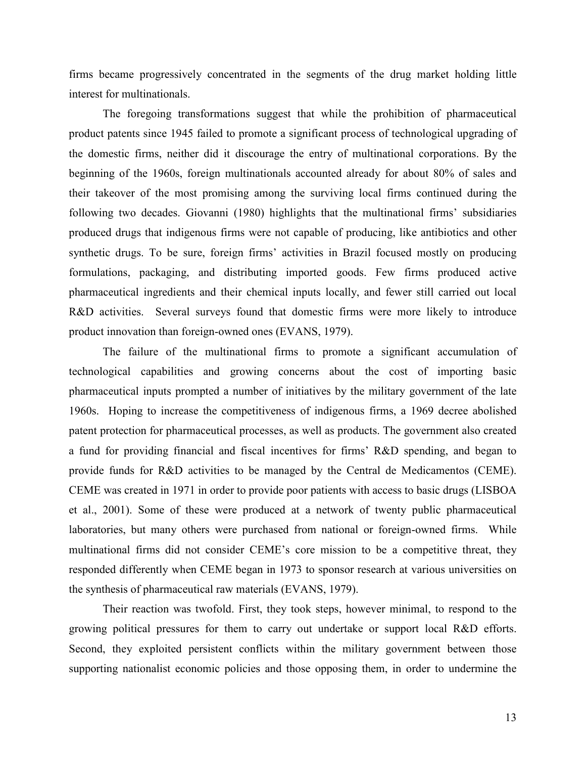firms became progressively concentrated in the segments of the drug market holding little interest for multinationals.

The foregoing transformations suggest that while the prohibition of pharmaceutical product patents since 1945 failed to promote a significant process of technological upgrading of the domestic firms, neither did it discourage the entry of multinational corporations. By the beginning of the 1960s, foreign multinationals accounted already for about 80% of sales and their takeover of the most promising among the surviving local firms continued during the following two decades. Giovanni (1980) highlights that the multinational firms' subsidiaries produced drugs that indigenous firms were not capable of producing, like antibiotics and other synthetic drugs. To be sure, foreign firms' activities in Brazil focused mostly on producing formulations, packaging, and distributing imported goods. Few firms produced active pharmaceutical ingredients and their chemical inputs locally, and fewer still carried out local R&D activities. Several surveys found that domestic firms were more likely to introduce product innovation than foreign-owned ones (EVANS, 1979).

The failure of the multinational firms to promote a significant accumulation of technological capabilities and growing concerns about the cost of importing basic pharmaceutical inputs prompted a number of initiatives by the military government of the late 1960s. Hoping to increase the competitiveness of indigenous firms, a 1969 decree abolished patent protection for pharmaceutical processes, as well as products. The government also created a fund for providing financial and fiscal incentives for firms' R&D spending, and began to provide funds for R&D activities to be managed by the Central de Medicamentos (CEME). CEME was created in 1971 in order to provide poor patients with access to basic drugs (LISBOA et al., 2001). Some of these were produced at a network of twenty public pharmaceutical laboratories, but many others were purchased from national or foreign-owned firms. While multinational firms did not consider CEME's core mission to be a competitive threat, they responded differently when CEME began in 1973 to sponsor research at various universities on the synthesis of pharmaceutical raw materials (EVANS, 1979).

Their reaction was twofold. First, they took steps, however minimal, to respond to the growing political pressures for them to carry out undertake or support local R&D efforts. Second, they exploited persistent conflicts within the military government between those supporting nationalist economic policies and those opposing them, in order to undermine the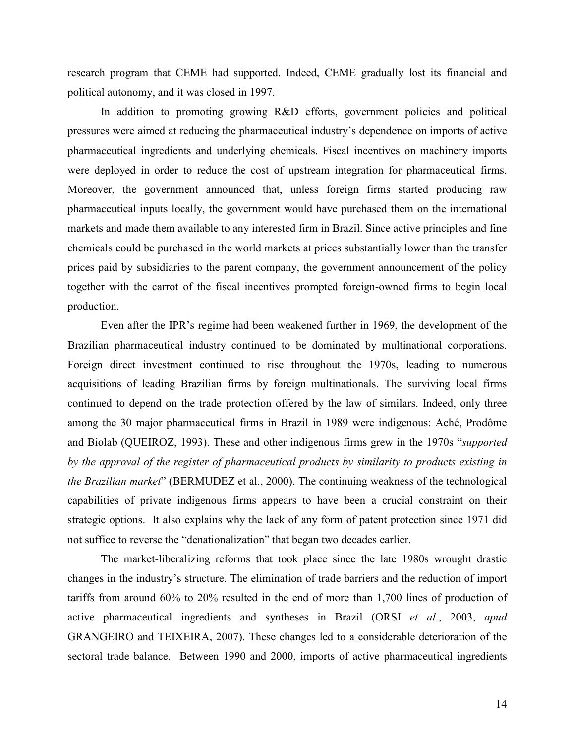research program that CEME had supported. Indeed, CEME gradually lost its financial and political autonomy, and it was closed in 1997.

In addition to promoting growing R&D efforts, government policies and political pressures were aimed at reducing the pharmaceutical industry's dependence on imports of active pharmaceutical ingredients and underlying chemicals. Fiscal incentives on machinery imports were deployed in order to reduce the cost of upstream integration for pharmaceutical firms. Moreover, the government announced that, unless foreign firms started producing raw pharmaceutical inputs locally, the government would have purchased them on the international markets and made them available to any interested firm in Brazil. Since active principles and fine chemicals could be purchased in the world markets at prices substantially lower than the transfer prices paid by subsidiaries to the parent company, the government announcement of the policy together with the carrot of the fiscal incentives prompted foreign-owned firms to begin local production.

Even after the IPR's regime had been weakened further in 1969, the development of the Brazilian pharmaceutical industry continued to be dominated by multinational corporations. Foreign direct investment continued to rise throughout the 1970s, leading to numerous acquisitions of leading Brazilian firms by foreign multinationals. The surviving local firms continued to depend on the trade protection offered by the law of similars. Indeed, only three among the 30 major pharmaceutical firms in Brazil in 1989 were indigenous: Aché, Prodôme and Biolab (QUEIROZ, 1993). These and other indigenous firms grew in the 1970s "*supported by the approval of the register of pharmaceutical products by similarity to products existing in the Brazilian market*" (BERMUDEZ et al., 2000). The continuing weakness of the technological capabilities of private indigenous firms appears to have been a crucial constraint on their strategic options. It also explains why the lack of any form of patent protection since 1971 did not suffice to reverse the "denationalization" that began two decades earlier.

The market-liberalizing reforms that took place since the late 1980s wrought drastic changes in the industry's structure. The elimination of trade barriers and the reduction of import tariffs from around 60% to 20% resulted in the end of more than 1,700 lines of production of active pharmaceutical ingredients and syntheses in Brazil (ORSI *et al*., 2003, *apud* GRANGEIRO and TEIXEIRA, 2007). These changes led to a considerable deterioration of the sectoral trade balance. Between 1990 and 2000, imports of active pharmaceutical ingredients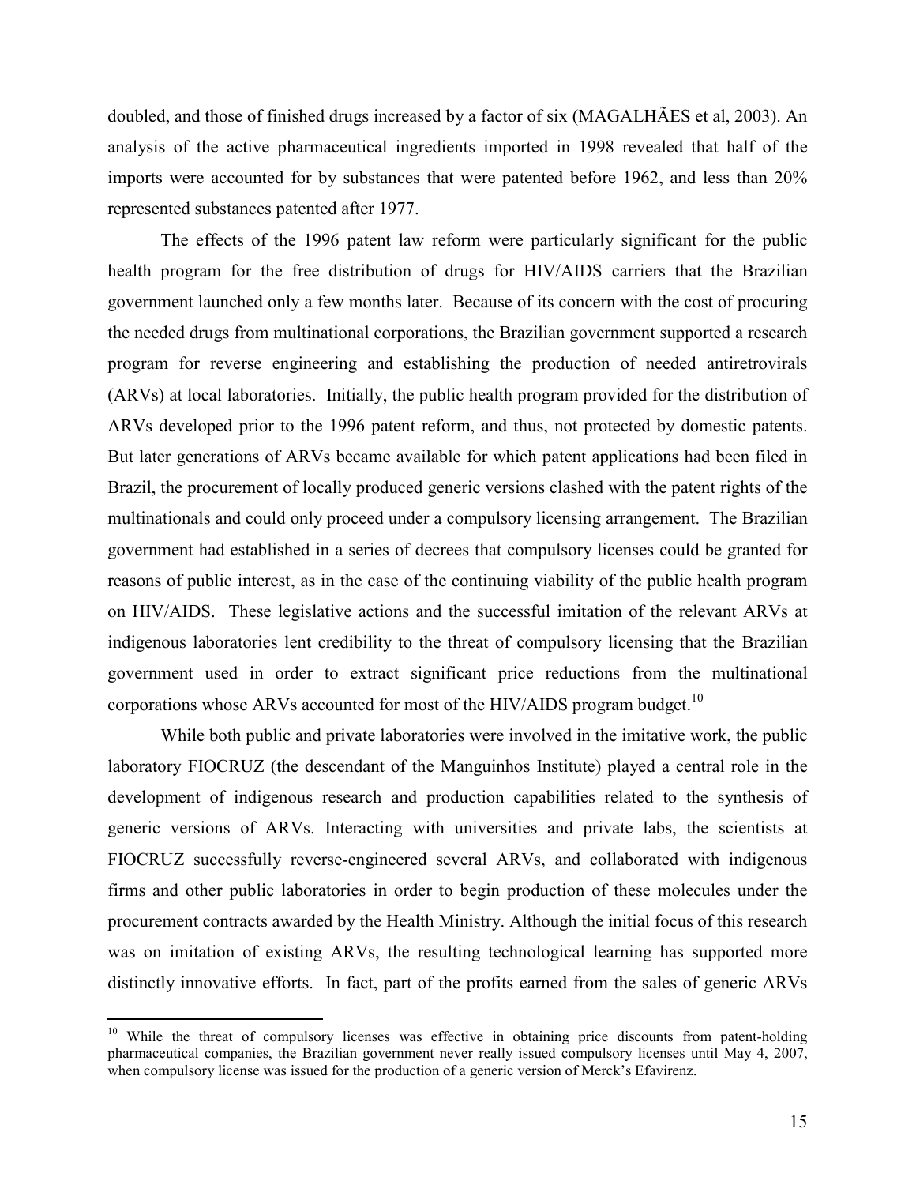doubled, and those of finished drugs increased by a factor of six (MAGALHÃES et al, 2003). An analysis of the active pharmaceutical ingredients imported in 1998 revealed that half of the imports were accounted for by substances that were patented before 1962, and less than 20% represented substances patented after 1977.

The effects of the 1996 patent law reform were particularly significant for the public health program for the free distribution of drugs for HIV/AIDS carriers that the Brazilian government launched only a few months later. Because of its concern with the cost of procuring the needed drugs from multinational corporations, the Brazilian government supported a research program for reverse engineering and establishing the production of needed antiretrovirals (ARVs) at local laboratories. Initially, the public health program provided for the distribution of ARVs developed prior to the 1996 patent reform, and thus, not protected by domestic patents. But later generations of ARVs became available for which patent applications had been filed in Brazil, the procurement of locally produced generic versions clashed with the patent rights of the multinationals and could only proceed under a compulsory licensing arrangement. The Brazilian government had established in a series of decrees that compulsory licenses could be granted for reasons of public interest, as in the case of the continuing viability of the public health program on HIV/AIDS. These legislative actions and the successful imitation of the relevant ARVs at indigenous laboratories lent credibility to the threat of compulsory licensing that the Brazilian government used in order to extract significant price reductions from the multinational corporations whose ARVs accounted for most of the HIV/AIDS program budget.[10]

While both public and private laboratories were involved in the imitative work, the public laboratory FIOCRUZ (the descendant of the Manguinhos Institute) played a central role in the development of indigenous research and production capabilities related to the synthesis of generic versions of ARVs. Interacting with universities and private labs, the scientists at FIOCRUZ successfully reverse-engineered several ARVs, and collaborated with indigenous firms and other public laboratories in order to begin production of these molecules under the procurement contracts awarded by the Health Ministry. Although the initial focus of this research was on imitation of existing ARVs, the resulting technological learning has supported more distinctly innovative efforts. In fact, part of the profits earned from the sales of generic ARVs

[10] While the threat of compulsory licenses was effective in obtaining price discounts from patent-holding pharmaceutical companies, the Brazilian government never really issued compulsory licenses until May 4, 2007, when compulsory license was issued for the production of a generic version of Merck's Efavirenz.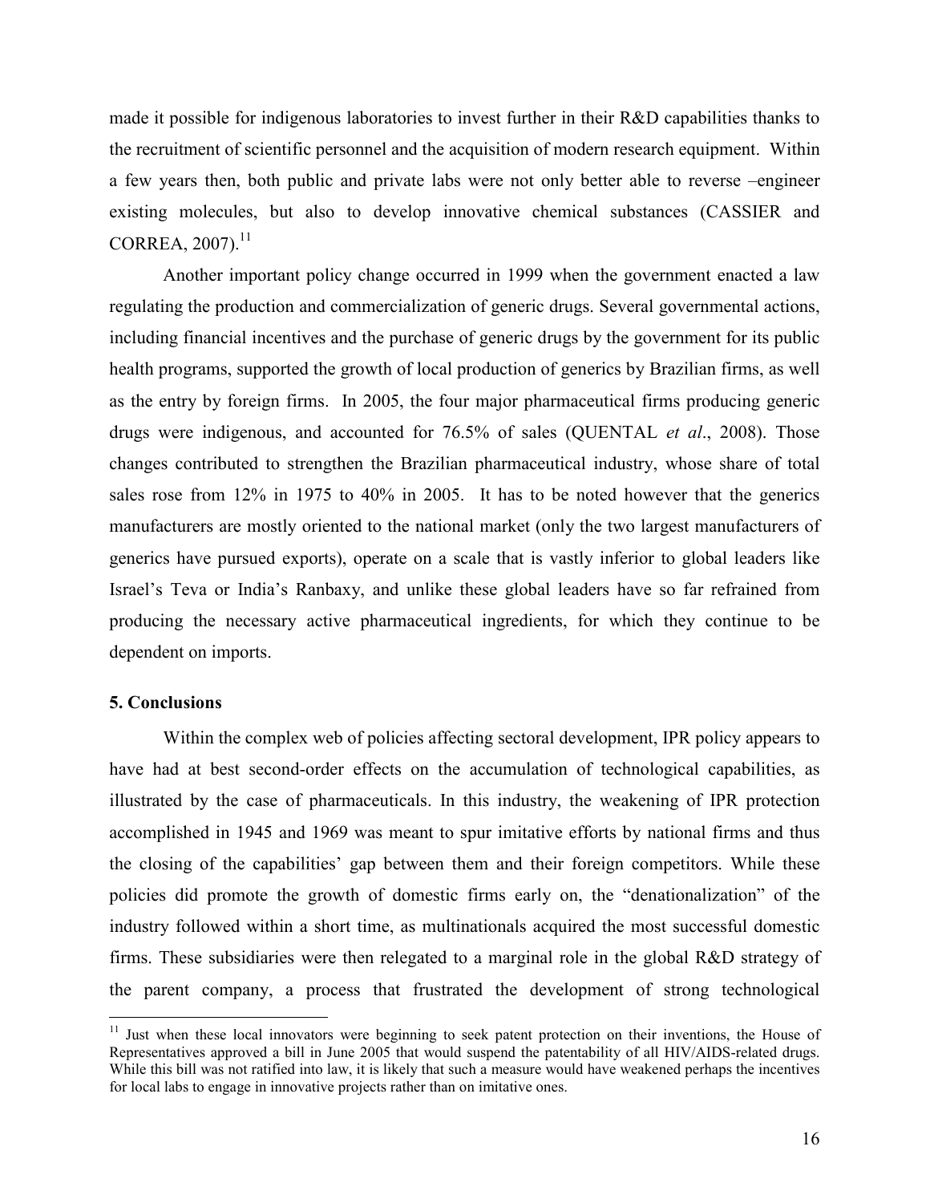made it possible for indigenous laboratories to invest further in their R&D capabilities thanks to the recruitment of scientific personnel and the acquisition of modern research equipment. Within a few years then, both public and private labs were not only better able to reverse –engineer existing molecules, but also to develop innovative chemical substances (CASSIER and CORREA, 2007).[11]

Another important policy change occurred in 1999 when the government enacted a law regulating the production and commercialization of generic drugs. Several governmental actions, including financial incentives and the purchase of generic drugs by the government for its public health programs, supported the growth of local production of generics by Brazilian firms, as well as the entry by foreign firms. In 2005, the four major pharmaceutical firms producing generic drugs were indigenous, and accounted for 76.5% of sales (QUENTAL *et al*., 2008). Those changes contributed to strengthen the Brazilian pharmaceutical industry, whose share of total sales rose from 12% in 1975 to 40% in 2005. It has to be noted however that the generics manufacturers are mostly oriented to the national market (only the two largest manufacturers of generics have pursued exports), operate on a scale that is vastly inferior to global leaders like Israel's Teva or India's Ranbaxy, and unlike these global leaders have so far refrained from producing the necessary active pharmaceutical ingredients, for which they continue to be dependent on imports.

## 5. Conclusions

Within the complex web of policies affecting sectoral development, IPR policy appears to have had at best second-order effects on the accumulation of technological capabilities, as illustrated by the case of pharmaceuticals. In this industry, the weakening of IPR protection accomplished in 1945 and 1969 was meant to spur imitative efforts by national firms and thus the closing of the capabilities' gap between them and their foreign competitors. While these policies did promote the growth of domestic firms early on, the "denationalization" of the industry followed within a short time, as multinationals acquired the most successful domestic firms. These subsidiaries were then relegated to a marginal role in the global R&D strategy of the parent company, a process that frustrated the development of strong technological

[11] Just when these local innovators were beginning to seek patent protection on their inventions, the House of Representatives approved a bill in June 2005 that would suspend the patentability of all HIV/AIDS-related drugs. While this bill was not ratified into law, it is likely that such a measure would have weakened perhaps the incentives for local labs to engage in innovative projects rather than on imitative ones.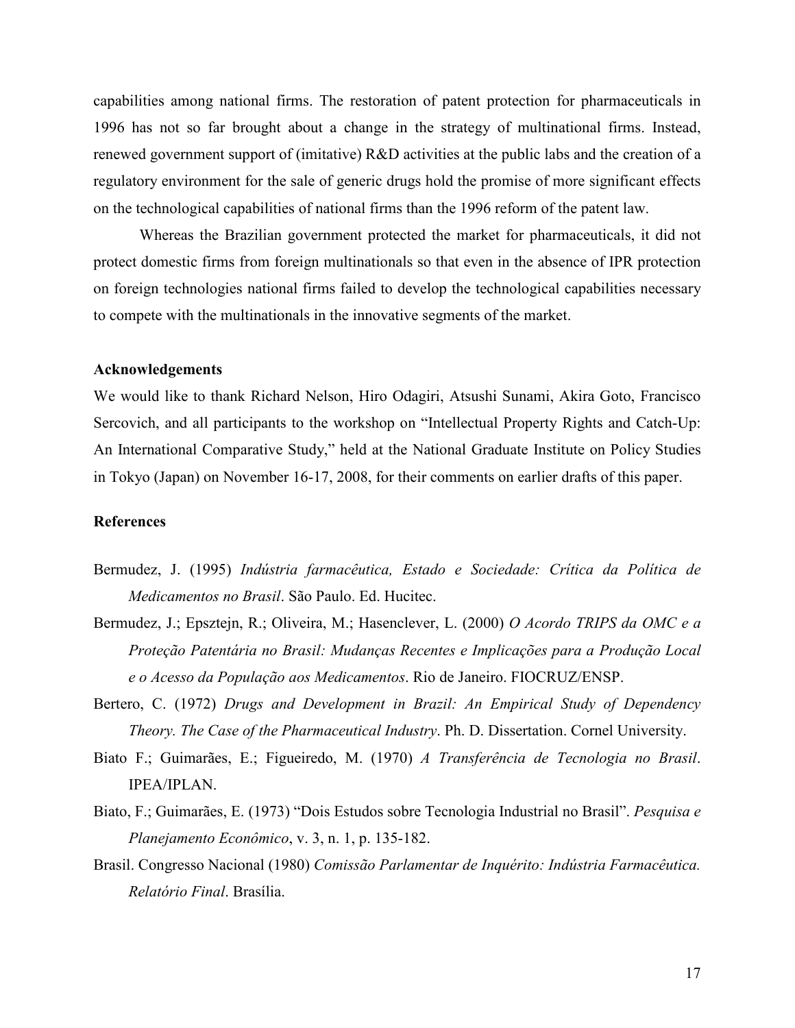capabilities among national firms. The restoration of patent protection for pharmaceuticals in 1996 has not so far brought about a change in the strategy of multinational firms. Instead, renewed government support of (imitative) R&D activities at the public labs and the creation of a regulatory environment for the sale of generic drugs hold the promise of more significant effects on the technological capabilities of national firms than the 1996 reform of the patent law.

Whereas the Brazilian government protected the market for pharmaceuticals, it did not protect domestic firms from foreign multinationals so that even in the absence of IPR protection on foreign technologies national firms failed to develop the technological capabilities necessary to compete with the multinationals in the innovative segments of the market.

### Acknowledgements

We would like to thank Richard Nelson, Hiro Odagiri, Atsushi Sunami, Akira Goto, Francisco Sercovich, and all participants to the workshop on "Intellectual Property Rights and Catch-Up: An International Comparative Study," held at the National Graduate Institute on Policy Studies in Tokyo (Japan) on November 16-17, 2008, for their comments on earlier drafts of this paper.

### References

Bermudez, J. (1995) *Indústria farmacêutica, Estado e Sociedade: Crítica da Política de Medicamentos no Brasil*. São Paulo. Ed. Hucitec.

Bermudez, J.; Epsztejn, R.; Oliveira, M.; Hasenclever, L. (2000) *O Acordo TRIPS da OMC e a Proteção Patentária no Brasil: Mudanças Recentes e Implicações para a Produção Local e o Acesso da População aos Medicamentos*. Rio de Janeiro. FIOCRUZ/ENSP.

Bertero, C. (1972) *Drugs and Development in Brazil: An Empirical Study of Dependency Theory. The Case of the Pharmaceutical Industry*. Ph. D. Dissertation. Cornel University.

Biato F.; Guimarães, E.; Figueiredo, M. (1970) *A Transferência de Tecnologia no Brasil*. IPEA/IPLAN.

Biato, F.; Guimarães, E. (1973) "Dois Estudos sobre Tecnologia Industrial no Brasil". *Pesquisa e Planejamento Econômico*, v. 3, n. 1, p. 135-182.

Brasil. Congresso Nacional (1980) *Comissão Parlamentar de Inquérito: Indústria Farmacêutica. Relatório Final*. Brasília.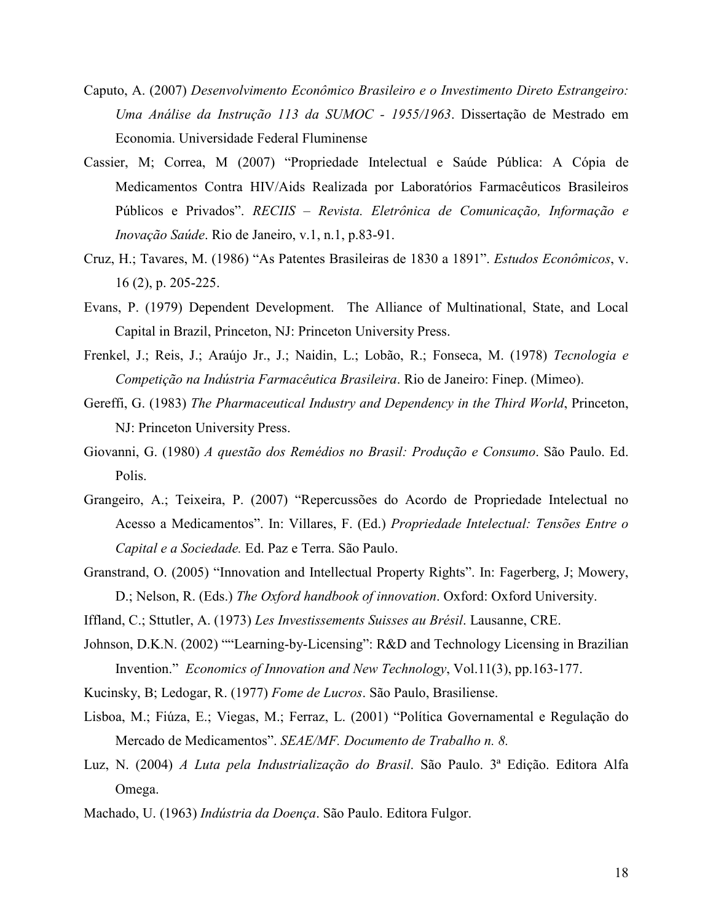Caputo, A. (2007) *Desenvolvimento Econômico Brasileiro e o Investimento Direto Estrangeiro: Uma Análise da Instrução 113 da SUMOC - 1955/1963*. Dissertação de Mestrado em Economia. Universidade Federal Fluminense

Cassier, M; Correa, M (2007) "Propriedade Intelectual e Saúde Pública: A Cópia de Medicamentos Contra HIV/Aids Realizada por Laboratórios Farmacêuticos Brasileiros Públicos e Privados". *RECIIS – Revista. Eletrônica de Comunicação, Informação e Inovação Saúde*. Rio de Janeiro, v.1, n.1, p.83-91.

Cruz, H.; Tavares, M. (1986) "As Patentes Brasileiras de 1830 a 1891". *Estudos Econômicos*, v. 16 (2), p. 205-225.

Evans, P. (1979) Dependent Development. The Alliance of Multinational, State, and Local Capital in Brazil, Princeton, NJ: Princeton University Press.

Frenkel, J.; Reis, J.; Araújo Jr., J.; Naidin, L.; Lobão, R.; Fonseca, M. (1978) *Tecnologia e Competição na Indústria Farmacêutica Brasileira*. Rio de Janeiro: Finep. (Mimeo).

Gereffi, G. (1983) *The Pharmaceutical Industry and Dependency in the Third World*, Princeton, NJ: Princeton University Press.

Giovanni, G. (1980) *A questão dos Remédios no Brasil: Produção e Consumo*. São Paulo. Ed. Polis.

Grangeiro, A.; Teixeira, P. (2007) "Repercussões do Acordo de Propriedade Intelectual no Acesso a Medicamentos". In: Villares, F. (Ed.) *Propriedade Intelectual: Tensões Entre o Capital e a Sociedade.* Ed. Paz e Terra. São Paulo.

Granstrand, O. (2005) "Innovation and Intellectual Property Rights". In: Fagerberg, J; Mowery, D.; Nelson, R. (Eds.) *The Oxford handbook of innovation*. Oxford: Oxford University.

Iffland, C.; Sttutler, A. (1973) *Les Investissements Suisses au Brésil*. Lausanne, CRE.

Johnson, D.K.N. (2002) ""Learning-by-Licensing": R&D and Technology Licensing in Brazilian Invention." *Economics of Innovation and New Technology*, Vol.11(3), pp.163-177.

Kucinsky, B; Ledogar, R. (1977) *Fome de Lucros*. São Paulo, Brasiliense.

Lisboa, M.; Fiúza, E.; Viegas, M.; Ferraz, L. (2001) "Política Governamental e Regulação do Mercado de Medicamentos". *SEAE/MF. Documento de Trabalho n. 8.*

Luz, N. (2004) *A Luta pela Industrialização do Brasil*. São Paulo. 3ª Edição. Editora Alfa Omega.

Machado, U. (1963) *Indústria da Doença*. São Paulo. Editora Fulgor.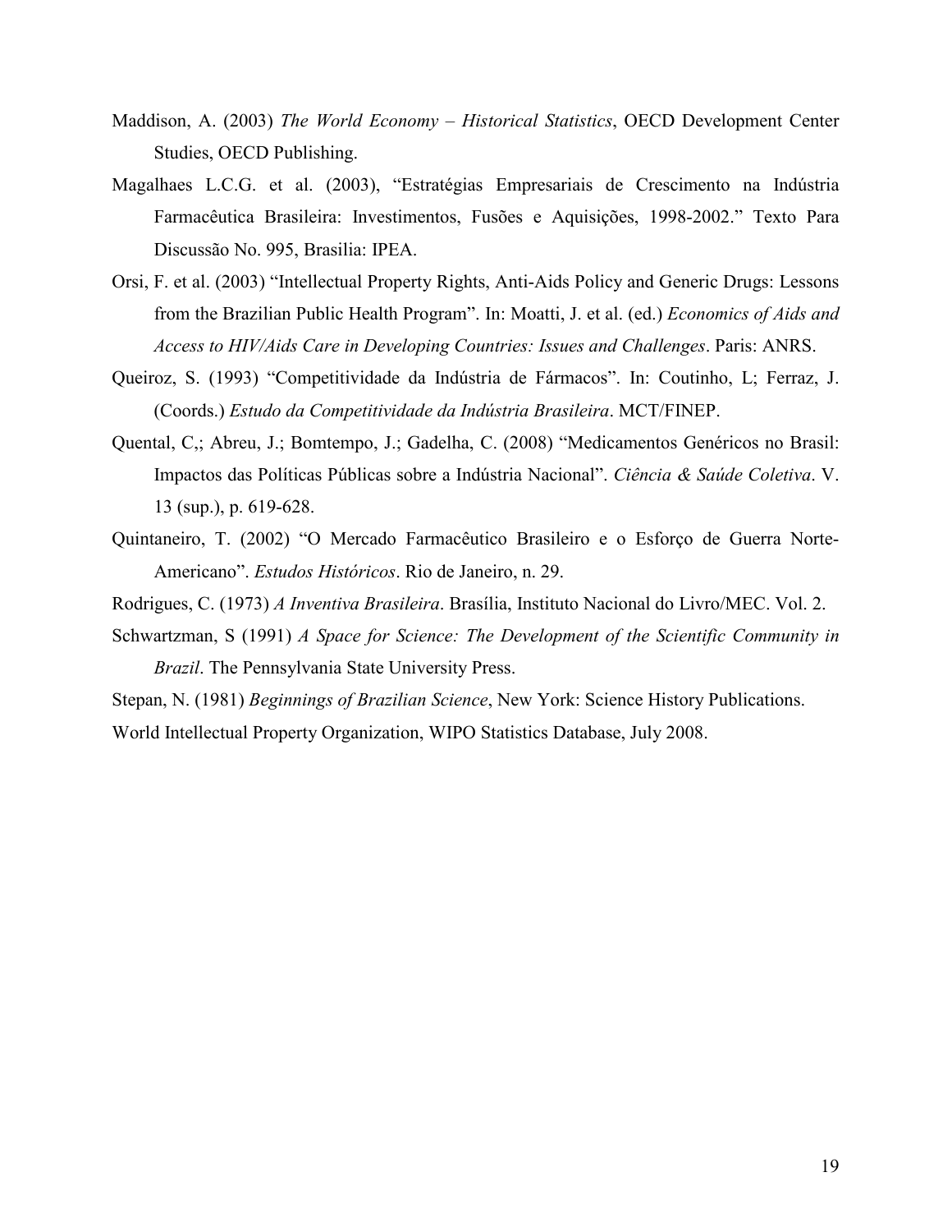Maddison, A. (2003) *The World Economy – Historical Statistics*, OECD Development Center Studies, OECD Publishing.

Magalhaes L.C.G. et al. (2003), "Estratégias Empresariais de Crescimento na Indústria Farmacêutica Brasileira: Investimentos, Fusões e Aquisições, 1998-2002." Texto Para Discussão No. 995, Brasilia: IPEA.

Orsi, F. et al. (2003) "Intellectual Property Rights, Anti-Aids Policy and Generic Drugs: Lessons from the Brazilian Public Health Program". In: Moatti, J. et al. (ed.) *Economics of Aids and Access to HIV/Aids Care in Developing Countries: Issues and Challenges*. Paris: ANRS.

Queiroz, S. (1993) "Competitividade da Indústria de Fármacos". In: Coutinho, L; Ferraz, J. (Coords.) *Estudo da Competitividade da Indústria Brasileira*. MCT/FINEP.

Quental, C,; Abreu, J.; Bomtempo, J.; Gadelha, C. (2008) "Medicamentos Genéricos no Brasil: Impactos das Políticas Públicas sobre a Indústria Nacional". *Ciência & Saúde Coletiva*. V. 13 (sup.), p. 619-628.

Quintaneiro, T. (2002) "O Mercado Farmacêutico Brasileiro e o Esforço de Guerra Norte-Americano". *Estudos Históricos*. Rio de Janeiro, n. 29.

Rodrigues, C. (1973) *A Inventiva Brasileira*. Brasília, Instituto Nacional do Livro/MEC. Vol. 2.

Schwartzman, S (1991) *A Space for Science: The Development of the Scientific Community in Brazil*. The Pennsylvania State University Press.

Stepan, N. (1981) *Beginnings of Brazilian Science*, New York: Science History Publications.

World Intellectual Property Organization, WIPO Statistics Database, July 2008.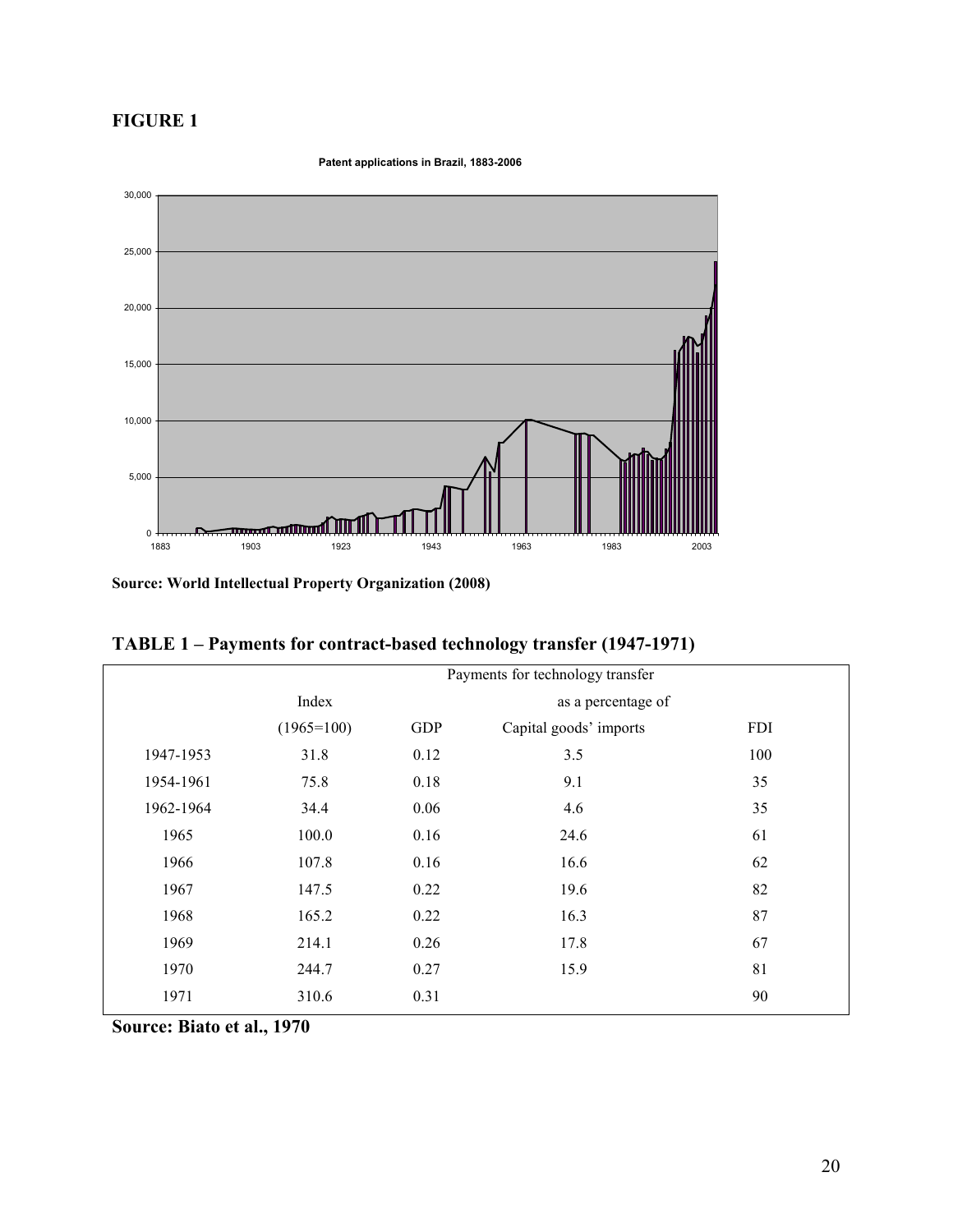**FIGURE 1**

Patent applications in Brazil, 1883-2006

30,000
25,000
20,000
15,000
10,000
5,000
0
1883
1903
1923
1943
1963
1983
2003

**Source: World Intellectual Property Organization (2008)**

**TABLE 1 – Payments for contract-based technology transfer (1947-1971)**

| | | Payments for technology transfer | | |
|---|---|---|---|---|
| | Index | as a percentage of | | |
| | (1965=100) | GDP | Capital goods' imports | FDI |
| 1947-1953 | 31.8 | 0.12 | 3.5 | 100 |
| 1954-1961 | 75.8 | 0.18 | 9.1 | 35 |
| 1962-1964 | 34.4 | 0.06 | 4.6 | 35 |
| 1965 | 100.0 | 0.16 | 24.6 | 61 |
| 1966 | 107.8 | 0.16 | 16.6 | 62 |
| 1967 | 147.5 | 0.22 | 19.6 | 82 |
| 1968 | 165.2 | 0.22 | 16.3 | 87 |
| 1969 | 214.1 | 0.26 | 17.8 | 67 |
| 1970 | 244.7 | 0.27 | 15.9 | 81 |
| 1971 | 310.6 | 0.31 | | 90 |

**Source: Biato et al., 1970**